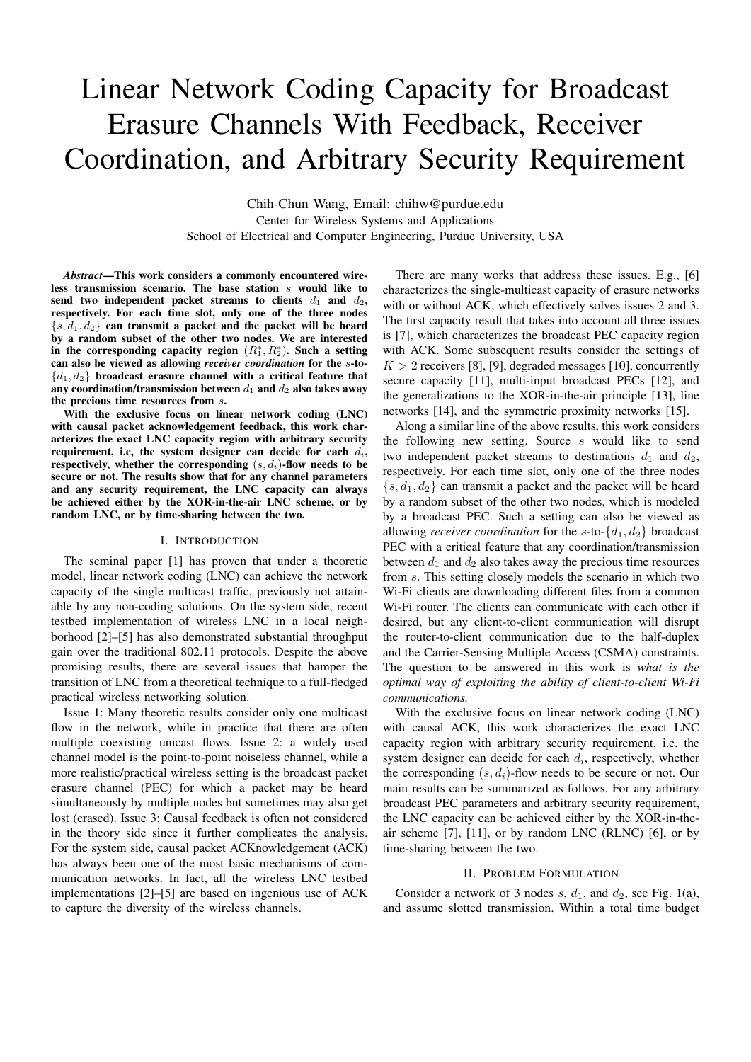# Linear Network Coding Capacity for Broadcast Erasure Channels With Feedback, Receiver Coordination, and Arbitrary Security Requirement

Chih-Chun Wang, Email: chihw@purdue.edu
Center for Wireless Systems and Applications
School of Electrical and Computer Engineering, Purdue University, USA

***Abstract*—This work considers a commonly encountered wireless transmission scenario. The base station $s$ would like to send two independent packet streams to clients $d_1$ and $d_2$, respectively. For each time slot, only one of the three nodes $\{s, d_1, d_2\}$ can transmit a packet and the packet will be heard by a random subset of the other two nodes. We are interested in the corresponding capacity region $(R_1^*, R_2^*)$. Such a setting can also be viewed as allowing *receiver coordination* for the $s$-to-$\{d_1, d_2\}$ broadcast erasure channel with a critical feature that any coordination/transmission between $d_1$ and $d_2$ also takes away the precious time resources from $s$.**

**With the exclusive focus on linear network coding (LNC) with causal packet acknowledgement feedback, this work characterizes the exact LNC capacity region with arbitrary security requirement, i.e, the system designer can decide for each $d_i$, respectively, whether the corresponding $(s, d_i)$-flow needs to be secure or not. The results show that for any channel parameters and any security requirement, the LNC capacity can always be achieved either by the XOR-in-the-air LNC scheme, or by random LNC, or by time-sharing between the two.**

## I. Introduction

The seminal paper [1] has proven that under a theoretic model, linear network coding (LNC) can achieve the network capacity of the single multicast traffic, previously not attainable by any non-coding solutions. On the system side, recent testbed implementation of wireless LNC in a local neighborhood [2]–[5] has also demonstrated substantial throughput gain over the traditional 802.11 protocols. Despite the above promising results, there are several issues that hamper the transition of LNC from a theoretical technique to a full-fledged practical wireless networking solution.

Issue 1: Many theoretic results consider only one multicast flow in the network, while in practice that there are often multiple coexisting unicast flows. Issue 2: a widely used channel model is the point-to-point noiseless channel, while a more realistic/practical wireless setting is the broadcast packet erasure channel (PEC) for which a packet may be heard simultaneously by multiple nodes but sometimes may also get lost (erased). Issue 3: Causal feedback is often not considered in the theory side since it further complicates the analysis. For the system side, causal packet ACKnowledgement (ACK) has always been one of the most basic mechanisms of communication networks. In fact, all the wireless LNC testbed implementations [2]–[5] are based on ingenious use of ACK to capture the diversity of the wireless channels.

There are many works that address these issues. E.g., [6] characterizes the single-multicast capacity of erasure networks with or without ACK, which effectively solves issues 2 and 3. The first capacity result that takes into account all three issues is [7], which characterizes the broadcast PEC capacity region with ACK. Some subsequent results consider the settings of $K > 2$ receivers [8], [9], degraded messages [10], concurrently secure capacity [11], multi-input broadcast PECs [12], and the generalizations to the XOR-in-the-air principle [13], line networks [14], and the symmetric proximity networks [15].

Along a similar line of the above results, this work considers the following new setting. Source $s$ would like to send two independent packet streams to destinations $d_1$ and $d_2$, respectively. For each time slot, only one of the three nodes $\{s, d_1, d_2\}$ can transmit a packet and the packet will be heard by a random subset of the other two nodes, which is modeled by a broadcast PEC. Such a setting can also be viewed as allowing *receiver coordination* for the $s$-to-$\{d_1, d_2\}$ broadcast PEC with a critical feature that any coordination/transmission between $d_1$ and $d_2$ also takes away the precious time resources from $s$. This setting closely models the scenario in which two Wi-Fi clients are downloading different files from a common Wi-Fi router. The clients can communicate with each other if desired, but any client-to-client communication will disrupt the router-to-client communication due to the half-duplex and the Carrier-Sensing Multiple Access (CSMA) constraints. The question to be answered in this work is *what is the optimal way of exploiting the ability of client-to-client Wi-Fi communications.*

With the exclusive focus on linear network coding (LNC) with causal ACK, this work characterizes the exact LNC capacity region with arbitrary security requirement, i.e, the system designer can decide for each $d_i$, respectively, whether the corresponding $(s, d_i)$-flow needs to be secure or not. Our main results can be summarized as follows. For any arbitrary broadcast PEC parameters and arbitrary security requirement, the LNC capacity can be achieved either by the XOR-in-the-air scheme [7], [11], or by random LNC (RLNC) [6], or by time-sharing between the two.

## II. Problem Formulation

Consider a network of 3 nodes $s$, $d_1$, and $d_2$, see Fig. 1(a), and assume slotted transmission. Within a total time budget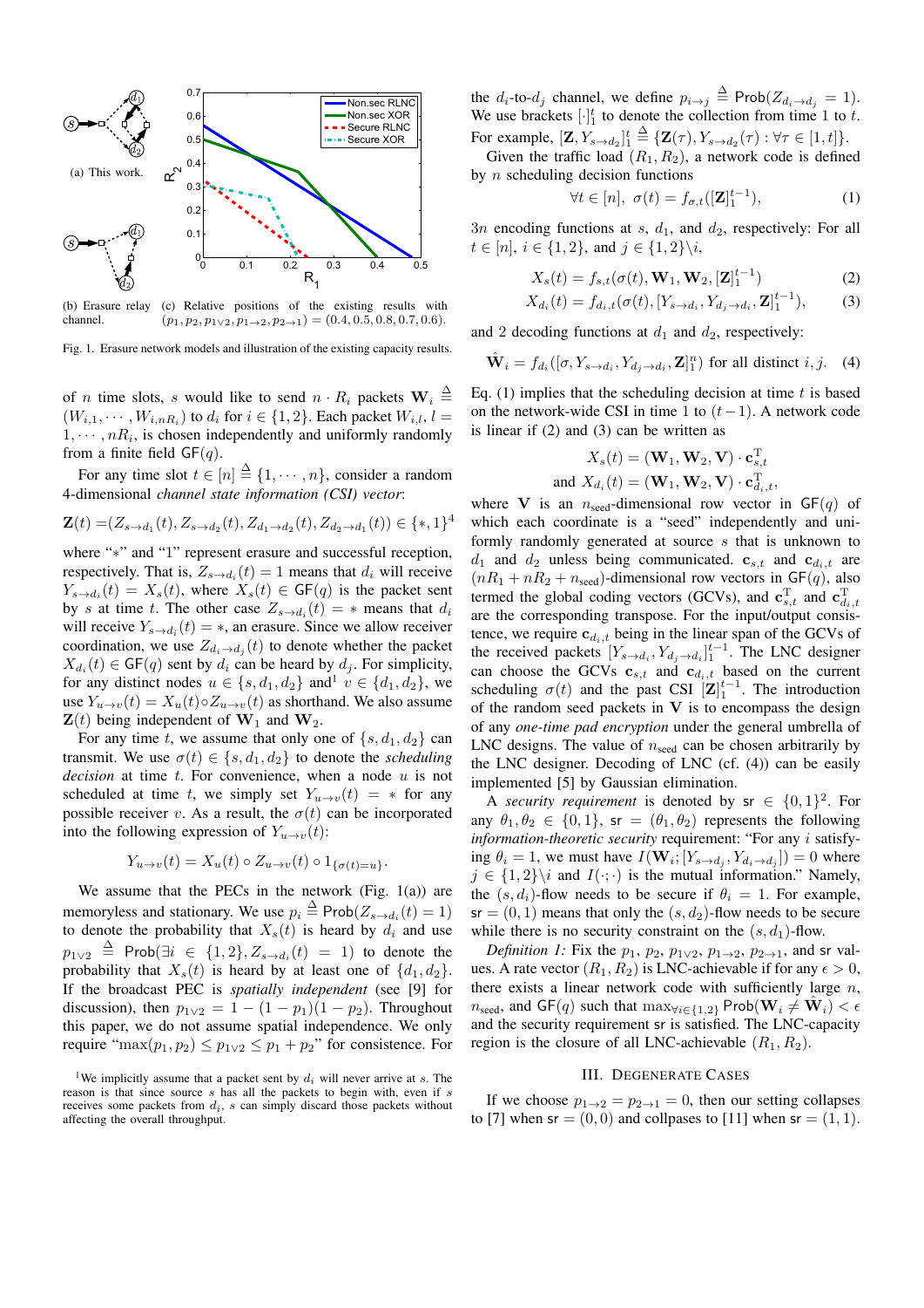(a) This work.

(b) Erasure relay channel.

(c) Relative positions of the existing results with $(p_1, p_2, p_{1\vee 2}, p_{1\to 2}, p_{2\to 1}) = (0.4, 0.5, 0.8, 0.7, 0.6)$.

Fig. 1. Erasure network models and illustration of the existing capacity results.

of $n$ time slots, $s$ would like to send $n \cdot R_i$ packets $\mathbf{W}_i \triangleq (W_{i,1}, \cdots, W_{i,nR_i})$ to $d_i$ for $i \in \{1,2\}$. Each packet $W_{i,l}$, $l = 1, \cdots, nR_i$, is chosen independently and uniformly randomly from a finite field $\mathsf{GF}(q)$.

For any time slot $t \in [n] \triangleq \{1, \cdots, n\}$, consider a random 4-dimensional *channel state information (CSI) vector*:

$$\mathbf{Z}(t) = (Z_{s\to d_1}(t), Z_{s\to d_2}(t), Z_{d_1\to d_2}(t), Z_{d_2\to d_1}(t)) \in \{*, 1\}^4$$

where "$*$" and "1" represent erasure and successful reception, respectively. That is, $Z_{s\to d_i}(t) = 1$ means that $d_i$ will receive $Y_{s\to d_i}(t) = X_s(t)$, where $X_s(t) \in \mathsf{GF}(q)$ is the packet sent by $s$ at time $t$. The other case $Z_{s\to d_i}(t) = *$ means that $d_i$ will receive $Y_{s\to d_i}(t) = *$, an erasure. Since we allow receiver coordination, we use $Z_{d_i\to d_j}(t)$ to denote whether the packet $X_{d_i}(t) \in \mathsf{GF}(q)$ sent by $d_i$ can be heard by $d_j$. For simplicity, for any distinct nodes $u \in \{s, d_1, d_2\}$ and[1] $v \in \{d_1, d_2\}$, we use $Y_{u\to v}(t) = X_u(t) \circ Z_{u\to v}(t)$ as shorthand. We also assume $\mathbf{Z}(t)$ being independent of $\mathbf{W}_1$ and $\mathbf{W}_2$.

For any time $t$, we assume that only one of $\{s, d_1, d_2\}$ can transmit. We use $\sigma(t) \in \{s, d_1, d_2\}$ to denote the *scheduling decision* at time $t$. For convenience, when a node $u$ is not scheduled at time $t$, we simply set $Y_{u\to v}(t) = *$ for any possible receiver $v$. As a result, the $\sigma(t)$ can be incorporated into the following expression of $Y_{u\to v}(t)$:

$$Y_{u\to v}(t) = X_u(t) \circ Z_{u\to v}(t) \circ 1_{\{\sigma(t)=u\}}.$$

We assume that the PECs in the network (Fig. 1(a)) are memoryless and stationary. We use $p_i \triangleq \mathsf{Prob}(Z_{s\to d_i}(t) = 1)$ to denote the probability that $X_s(t)$ is heard by $d_i$ and use $p_{1\vee 2} \triangleq \mathsf{Prob}(\exists i \in \{1,2\}, Z_{s\to d_i}(t) = 1)$ to denote the probability that $X_s(t)$ is heard by at least one of $\{d_1, d_2\}$. If the broadcast PEC is *spatially independent* (see [9] for discussion), then $p_{1\vee 2} = 1 - (1-p_1)(1-p_2)$. Throughout this paper, we do not assume spatial independence. We only require "$\max(p_1, p_2) \le p_{1\vee 2} \le p_1 + p_2$" for consistence. For the $d_i$-to-$d_j$ channel, we define $p_{i\to j} \triangleq \mathsf{Prob}(Z_{d_i\to d_j} = 1)$. We use brackets $[\cdot]_1^t$ to denote the collection from time 1 to $t$. For example, $[\mathbf{Z}, Y_{s\to d_2}]_1^t \triangleq \{\mathbf{Z}(\tau), Y_{s\to d_2}(\tau) : \forall \tau \in [1, t]\}$.

[1] We implicitly assume that a packet sent by $d_i$ will never arrive at $s$. The reason is that since source $s$ has all the packets to begin with, even if $s$ receives some packets from $d_i$, $s$ can simply discard those packets without affecting the overall throughput.

Given the traffic load $(R_1, R_2)$, a network code is defined by $n$ scheduling decision functions

$$\forall t \in [n], \ \sigma(t) = f_{\sigma,t}([\mathbf{Z}]_1^{t-1}), \tag{1}$$

$3n$ encoding functions at $s$, $d_1$, and $d_2$, respectively: For all $t \in [n]$, $i \in \{1,2\}$, and $j \in \{1,2\}\backslash i$,

$$X_s(t) = f_{s,t}(\sigma(t), \mathbf{W}_1, \mathbf{W}_2, [\mathbf{Z}]_1^{t-1}) \tag{2}$$

$$X_{d_i}(t) = f_{d_i,t}(\sigma(t), [Y_{s\to d_i}, Y_{d_j\to d_i}, \mathbf{Z}]_1^{t-1}), \tag{3}$$

and 2 decoding functions at $d_1$ and $d_2$, respectively:

$$\hat{\mathbf{W}}_i = f_{d_i}([\sigma, Y_{s\to d_i}, Y_{d_j\to d_i}, \mathbf{Z}]_1^n) \text{ for all distinct } i, j. \tag{4}$$

Eq. (1) implies that the scheduling decision at time $t$ is based on the network-wide CSI in time 1 to $(t-1)$. A network code is linear if (2) and (3) can be written as

$$X_s(t) = (\mathbf{W}_1, \mathbf{W}_2, \mathbf{V}) \cdot \mathbf{c}_{s,t}^{\mathrm{T}}$$

$$\text{and } X_{d_i}(t) = (\mathbf{W}_1, \mathbf{W}_2, \mathbf{V}) \cdot \mathbf{c}_{d_i,t}^{\mathrm{T}},$$

where $\mathbf{V}$ is an $n_{\text{seed}}$-dimensional row vector in $\mathsf{GF}(q)$ of which each coordinate is a "seed" independently and uniformly randomly generated at source $s$ that is unknown to $d_1$ and $d_2$ unless being communicated. $\mathbf{c}_{s,t}$ and $\mathbf{c}_{d_i,t}$ are $(nR_1 + nR_2 + n_{\text{seed}})$-dimensional row vectors in $\mathsf{GF}(q)$, also termed the global coding vectors (GCVs), and $\mathbf{c}_{s,t}^{\mathrm{T}}$ and $\mathbf{c}_{d_i,t}^{\mathrm{T}}$ are the corresponding transpose. For the input/output consistence, we require $\mathbf{c}_{d_i,t}$ being in the linear span of the GCVs of the received packets $[Y_{s\to d_i}, Y_{d_j\to d_i}]_1^{t-1}$. The LNC designer can choose the GCVs $\mathbf{c}_{s,t}$ and $\mathbf{c}_{d_i,t}$ based on the current scheduling $\sigma(t)$ and the past CSI $[\mathbf{Z}]_1^{t-1}$. The introduction of the random seed packets in $\mathbf{V}$ is to encompass the design of any *one-time pad encryption* under the general umbrella of LNC designs. The value of $n_{\text{seed}}$ can be chosen arbitrarily by the LNC designer. Decoding of LNC (cf. (4)) can be easily implemented [5] by Gaussian elimination.

A *security requirement* is denoted by $\mathsf{sr} \in \{0,1\}^2$. For any $\theta_1, \theta_2 \in \{0,1\}$, $\mathsf{sr} = (\theta_1, \theta_2)$ represents the following *information-theoretic security* requirement: "For any $i$ satisfying $\theta_i = 1$, we must have $I(\mathbf{W}_i; [Y_{s\to d_j}, Y_{d_i\to d_j}]) = 0$ where $j \in \{1,2\}\backslash i$ and $I(\cdot;\cdot)$ is the mutual information." Namely, the $(s, d_i)$-flow needs to be secure if $\theta_i = 1$. For example, $\mathsf{sr} = (0,1)$ means that only the $(s, d_2)$-flow needs to be secure while there is no security constraint on the $(s, d_1)$-flow.

*Definition 1:* Fix the $p_1$, $p_2$, $p_{1\vee 2}$, $p_{1\to 2}$, $p_{2\to 1}$, and $\mathsf{sr}$ values. A rate vector $(R_1, R_2)$ is LNC-achievable if for any $\epsilon > 0$, there exists a linear network code with sufficiently large $n$, $n_{\text{seed}}$, and $\mathsf{GF}(q)$ such that $\max_{\forall i \in \{1,2\}} \mathsf{Prob}(\mathbf{W}_i \neq \hat{\mathbf{W}}_i) < \epsilon$ and the security requirement $\mathsf{sr}$ is satisfied. The LNC-capacity region is the closure of all LNC-achievable $(R_1, R_2)$.

## III. Degenerate Cases

If we choose $p_{1\to 2} = p_{2\to 1} = 0$, then our setting collapses to [7] when $\mathsf{sr} = (0,0)$ and collpases to [11] when $\mathsf{sr} = (1,1)$.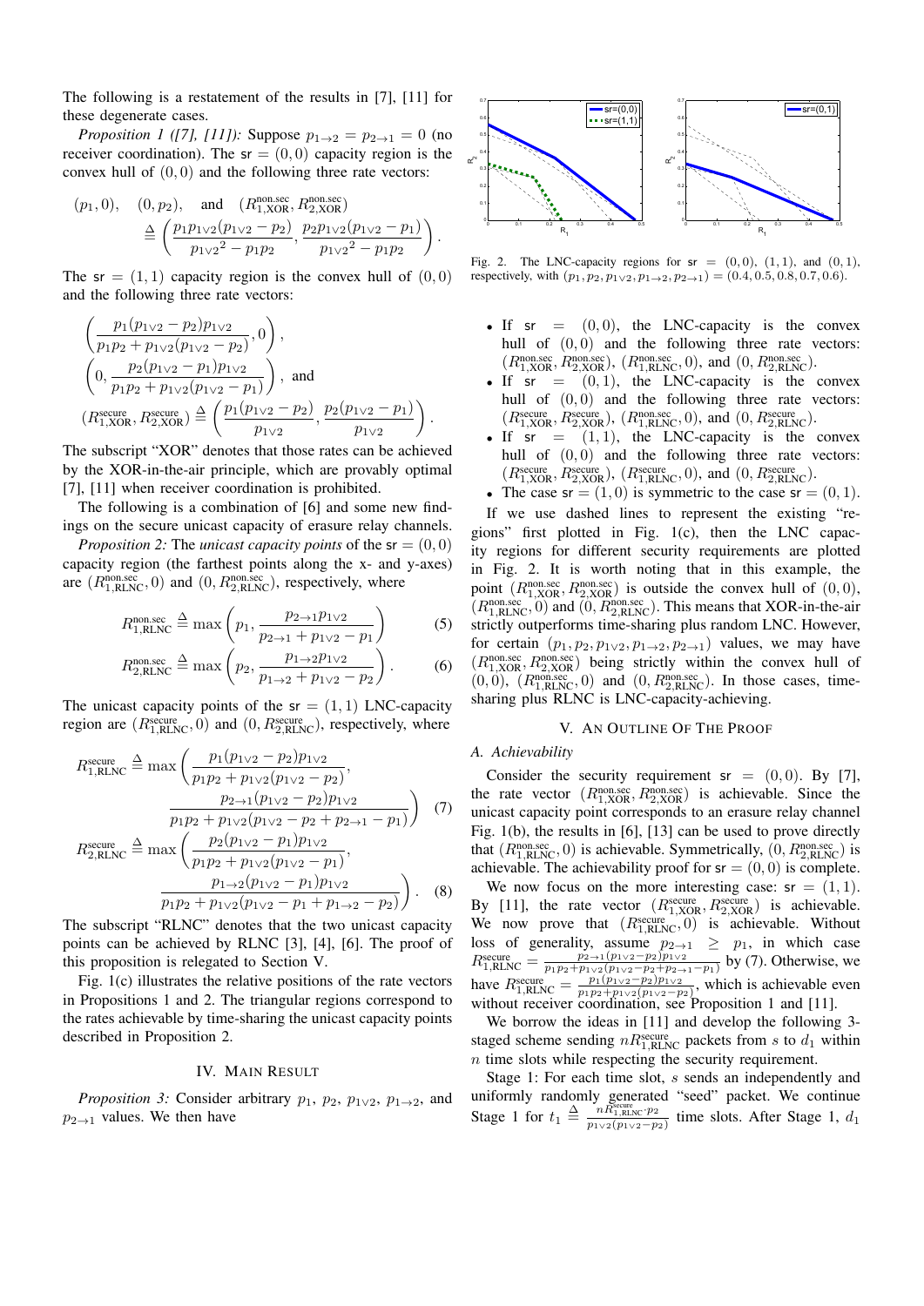The following is a restatement of the results in [7], [11] for these degenerate cases.

*Proposition 1 ([7], [11]):* Suppose $p_{1\to 2} = p_{2\to 1} = 0$ (no receiver coordination). The $\mathsf{sr} = (0,0)$ capacity region is the convex hull of $(0,0)$ and the following three rate vectors:

$$(p_1, 0), \quad (0, p_2), \quad \text{and} \quad (R^{\text{non.sec}}_{1,\text{XOR}}, R^{\text{non.sec}}_{2,\text{XOR}}) \triangleq \left( \frac{p_1 p_{1\vee 2}(p_{1\vee 2} - p_2)}{{p_{1\vee 2}}^2 - p_1 p_2}, \frac{p_2 p_{1\vee 2}(p_{1\vee 2} - p_1)}{{p_{1\vee 2}}^2 - p_1 p_2} \right).$$

The $\mathsf{sr} = (1,1)$ capacity region is the convex hull of $(0,0)$ and the following three rate vectors:

$$\left( \frac{p_1(p_{1\vee 2} - p_2)p_{1\vee 2}}{p_1 p_2 + p_{1\vee 2}(p_{1\vee 2} - p_2)}, 0 \right),$$
$$\left( 0, \frac{p_2(p_{1\vee 2} - p_1)p_{1\vee 2}}{p_1 p_2 + p_{1\vee 2}(p_{1\vee 2} - p_1)} \right), \text{ and}$$
$$(R^{\text{secure}}_{1,\text{XOR}}, R^{\text{secure}}_{2,\text{XOR}}) \triangleq \left( \frac{p_1(p_{1\vee 2} - p_2)}{p_{1\vee 2}}, \frac{p_2(p_{1\vee 2} - p_1)}{p_{1\vee 2}} \right).$$

The subscript "XOR" denotes that those rates can be achieved by the XOR-in-the-air principle, which are provably optimal [7], [11] when receiver coordination is prohibited.

The following is a combination of [6] and some new findings on the secure unicast capacity of erasure relay channels.

*Proposition 2:* The *unicast capacity points* of the $\mathsf{sr} = (0,0)$ capacity region (the farthest points along the x- and y-axes) are $(R^{\text{non.sec}}_{1,\text{RLNC}}, 0)$ and $(0, R^{\text{non.sec}}_{2,\text{RLNC}})$, respectively, where

$$R^{\text{non.sec}}_{1,\text{RLNC}} \triangleq \max\left( p_1, \frac{p_{2\to 1} p_{1\vee 2}}{p_{2\to 1} + p_{1\vee 2} - p_1} \right) \quad (5)$$

$$R^{\text{non.sec}}_{2,\text{RLNC}} \triangleq \max\left( p_2, \frac{p_{1\to 2} p_{1\vee 2}}{p_{1\to 2} + p_{1\vee 2} - p_2} \right). \quad (6)$$

The unicast capacity points of the $\mathsf{sr} = (1,1)$ LNC-capacity region are $(R^{\text{secure}}_{1,\text{RLNC}}, 0)$ and $(0, R^{\text{secure}}_{2,\text{RLNC}})$, respectively, where

$$R^{\text{secure}}_{1,\text{RLNC}} \triangleq \max\left( \frac{p_1(p_{1\vee 2} - p_2)p_{1\vee 2}}{p_1 p_2 + p_{1\vee 2}(p_{1\vee 2} - p_2)}, \frac{p_{2\to 1}(p_{1\vee 2} - p_2)p_{1\vee 2}}{p_1 p_2 + p_{1\vee 2}(p_{1\vee 2} - p_2 + p_{2\to 1} - p_1)} \right) \quad (7)$$

$$R^{\text{secure}}_{2,\text{RLNC}} \triangleq \max\left( \frac{p_2(p_{1\vee 2} - p_1)p_{1\vee 2}}{p_1 p_2 + p_{1\vee 2}(p_{1\vee 2} - p_1)}, \frac{p_{1\to 2}(p_{1\vee 2} - p_1)p_{1\vee 2}}{p_1 p_2 + p_{1\vee 2}(p_{1\vee 2} - p_1 + p_{1\to 2} - p_2)} \right). \quad (8)$$

The subscript "RLNC" denotes that the two unicast capacity points can be achieved by RLNC [3], [4], [6]. The proof of this proposition is relegated to Section V.

Fig. 1(c) illustrates the relative positions of the rate vectors in Propositions 1 and 2. The triangular regions correspond to the rates achievable by time-sharing the unicast capacity points described in Proposition 2.

## IV. Main Result

*Proposition 3:* Consider arbitrary $p_1$, $p_2$, $p_{1\vee 2}$, $p_{1\to 2}$, and $p_{2\to 1}$ values. We then have

Fig. 2. The LNC-capacity regions for $\mathsf{sr} = (0,0)$, $(1,1)$, and $(0,1)$, respectively, with $(p_1, p_2, p_{1\vee 2}, p_{1\to 2}, p_{2\to 1}) = (0.4, 0.5, 0.8, 0.7, 0.6)$.

- If $\mathsf{sr} = (0,0)$, the LNC-capacity is the convex hull of $(0,0)$ and the following three rate vectors: $(R^{\text{non.sec}}_{1,\text{XOR}}, R^{\text{non.sec}}_{2,\text{XOR}})$, $(R^{\text{non.sec}}_{1,\text{RLNC}}, 0)$, and $(0, R^{\text{non.sec}}_{2,\text{RLNC}})$.
- If $\mathsf{sr} = (0,1)$, the LNC-capacity is the convex hull of $(0,0)$ and the following three rate vectors: $(R^{\text{secure}}_{1,\text{XOR}}, R^{\text{secure}}_{2,\text{XOR}})$, $(R^{\text{non.sec}}_{1,\text{RLNC}}, 0)$, and $(0, R^{\text{secure}}_{2,\text{RLNC}})$.
- If $\mathsf{sr} = (1,1)$, the LNC-capacity is the convex hull of $(0,0)$ and the following three rate vectors: $(R^{\text{secure}}_{1,\text{XOR}}, R^{\text{secure}}_{2,\text{XOR}})$, $(R^{\text{secure}}_{1,\text{RLNC}}, 0)$, and $(0, R^{\text{secure}}_{2,\text{RLNC}})$.
- The case $\mathsf{sr} = (1,0)$ is symmetric to the case $\mathsf{sr} = (0,1)$.

If we use dashed lines to represent the existing "regions" first plotted in Fig. 1(c), then the LNC capacity regions for different security requirements are plotted in Fig. 2. It is worth noting that in this example, the point $(R^{\text{non.sec}}_{1,\text{XOR}}, R^{\text{non.sec}}_{2,\text{XOR}})$ is outside the convex hull of $(0,0)$, $(R^{\text{non.sec}}_{1,\text{RLNC}}, 0)$ and $(0, R^{\text{non.sec}}_{2,\text{RLNC}})$. This means that XOR-in-the-air strictly outperforms time-sharing plus random LNC. However, for certain $(p_1, p_2, p_{1\vee 2}, p_{1\to 2}, p_{2\to 1})$ values, we may have $(R^{\text{non.sec}}_{1,\text{XOR}}, R^{\text{non.sec}}_{2,\text{XOR}})$ being strictly within the convex hull of $(0,0)$, $(R^{\text{non.sec}}_{1,\text{RLNC}}, 0)$ and $(0, R^{\text{non.sec}}_{2,\text{RLNC}})$. In those cases, time-sharing plus RLNC is LNC-capacity-achieving.

## V. An Outline Of The Proof

### A. Achievability

Consider the security requirement $\mathsf{sr} = (0,0)$. By [7], the rate vector $(R^{\text{non.sec}}_{1,\text{XOR}}, R^{\text{non.sec}}_{2,\text{XOR}})$ is achievable. Since the unicast capacity point corresponds to an erasure relay channel Fig. 1(b), the results in [6], [13] can be used to prove directly that $(R^{\text{non.sec}}_{1,\text{RLNC}}, 0)$ is achievable. Symmetrically, $(0, R^{\text{non.sec}}_{2,\text{RLNC}})$ is achievable. The achievability proof for $\mathsf{sr} = (0,0)$ is complete.

We now focus on the more interesting case: $\mathsf{sr} = (1,1)$. By [11], the rate vector $(R^{\text{secure}}_{1,\text{XOR}}, R^{\text{secure}}_{2,\text{XOR}})$ is achievable. We now prove that $(R^{\text{secure}}_{1,\text{RLNC}}, 0)$ is achievable. Without loss of generality, assume $p_{2\to 1} \geq p_1$, in which case $R^{\text{secure}}_{1,\text{RLNC}} = \frac{p_{2\to 1}(p_{1\vee 2} - p_2)p_{1\vee 2}}{p_1 p_2 + p_{1\vee 2}(p_{1\vee 2} - p_2 + p_{2\to 1} - p_1)}$ by (7). Otherwise, we have $R^{\text{secure}}_{1,\text{RLNC}} = \frac{p_1(p_{1\vee 2} - p_2)p_{1\vee 2}}{p_1 p_2 + p_{1\vee 2}(p_{1\vee 2} - p_2)}$, which is achievable even without receiver coordination, see Proposition 1 and [11].

We borrow the ideas in [11] and develop the following 3-staged scheme sending $nR^{\text{secure}}_{1,\text{RLNC}}$ packets from $s$ to $d_1$ within $n$ time slots while respecting the security requirement.

Stage 1: For each time slot, $s$ sends an independently and uniformly randomly generated "seed" packet. We continue Stage 1 for $t_1 \triangleq \frac{nR^{\text{secure}}_{1,\text{RLNC}} \cdot p_2}{p_{1\vee 2}(p_{1\vee 2} - p_2)}$ time slots. After Stage 1, $d_1$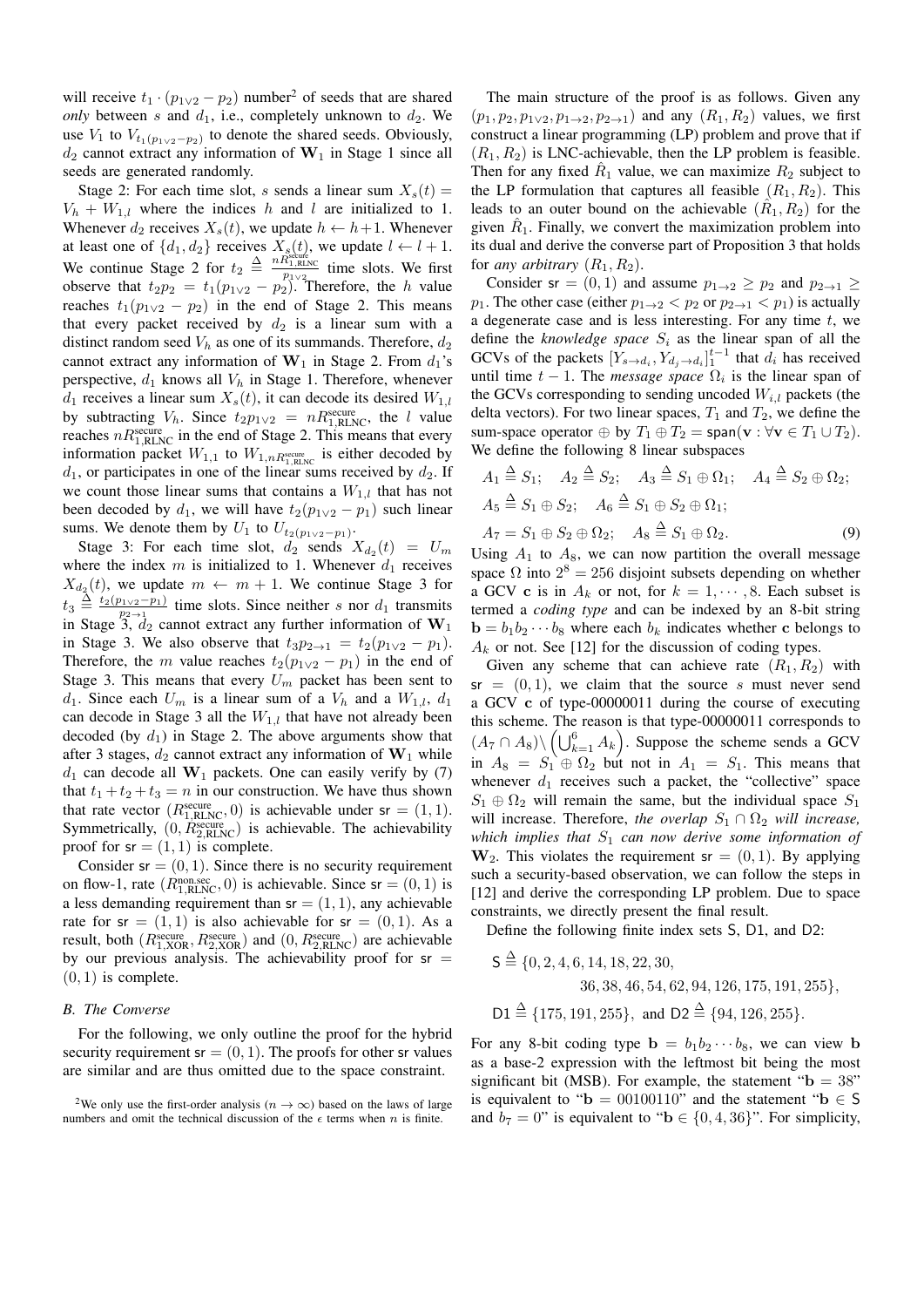will receive $t_1 \cdot (p_{1\vee 2} - p_2)$ number[2] of seeds that are shared *only* between $s$ and $d_1$, i.e., completely unknown to $d_2$. We use $V_1$ to $V_{t_1(p_{1\vee 2}-p_2)}$ to denote the shared seeds. Obviously, $d_2$ cannot extract any information of $\mathbf{W}_1$ in Stage 1 since all seeds are generated randomly.

Stage 2: For each time slot, $s$ sends a linear sum $X_s(t) = V_h + W_{1,l}$ where the indices $h$ and $l$ are initialized to 1. Whenever $d_2$ receives $X_s(t)$, we update $h \leftarrow h+1$. Whenever at least one of $\{d_1, d_2\}$ receives $X_s(t)$, we update $l \leftarrow l+1$. We continue Stage 2 for $t_2 \triangleq \frac{nR^{\text{secure}}_{1,\text{RLNC}}}{p_{1\vee 2}}$ time slots. We first observe that $t_2 p_2 = t_1(p_{1\vee 2} - p_2)$. Therefore, the $h$ value reaches $t_1(p_{1\vee 2} - p_2)$ in the end of Stage 2. This means that every packet received by $d_2$ is a linear sum with a distinct random seed $V_h$ as one of its summands. Therefore, $d_2$ cannot extract any information of $\mathbf{W}_1$ in Stage 2. From $d_1$'s perspective, $d_1$ knows all $V_h$ in Stage 1. Therefore, whenever $d_1$ receives a linear sum $X_s(t)$, it can decode its desired $W_{1,l}$ by subtracting $V_h$. Since $t_2 p_{1\vee 2} = nR^{\text{secure}}_{1,\text{RLNC}}$, the $l$ value reaches $nR^{\text{secure}}_{1,\text{RLNC}}$ in the end of Stage 2. This means that every information packet $W_{1,1}$ to $W_{1,nR^{\text{secure}}_{1,\text{RLNC}}}$ is either decoded by $d_1$, or participates in one of the linear sums received by $d_2$. If we count those linear sums that contains a $W_{1,l}$ that has not been decoded by $d_1$, we will have $t_2(p_{1\vee 2} - p_1)$ such linear sums. We denote them by $U_1$ to $U_{t_2(p_{1\vee 2}-p_1)}$.

Stage 3: For each time slot, $d_2$ sends $X_{d_2}(t) = U_m$ where the index $m$ is initialized to 1. Whenever $d_1$ receives $X_{d_2}(t)$, we update $m \leftarrow m+1$. We continue Stage 3 for $t_3 \triangleq \frac{t_2(p_{1\vee 2}-p_1)}{p_{2\to 1}}$ time slots. Since neither $s$ nor $d_1$ transmits in Stage 3, $d_2$ cannot extract any further information of $\mathbf{W}_1$ in Stage 3. We also observe that $t_3 p_{2\to 1} = t_2(p_{1\vee 2} - p_1)$. Therefore, the $m$ value reaches $t_2(p_{1\vee 2} - p_1)$ in the end of Stage 3. This means that every $U_m$ packet has been sent to $d_1$. Since each $U_m$ is a linear sum of a $V_h$ and a $W_{1,l}$, $d_1$ can decode in Stage 3 all the $W_{1,l}$ that have not already been decoded (by $d_1$) in Stage 2. The above arguments show that after 3 stages, $d_2$ cannot extract any information of $\mathbf{W}_1$ while $d_1$ can decode all $\mathbf{W}_1$ packets. One can easily verify by (7) that $t_1 + t_2 + t_3 = n$ in our construction. We have thus shown that rate vector $(R^{\text{secure}}_{1,\text{RLNC}}, 0)$ is achievable under $\mathsf{sr} = (1,1)$. Symmetrically, $(0, R^{\text{secure}}_{2,\text{RLNC}})$ is achievable. The achievability proof for $\mathsf{sr} = (1,1)$ is complete.

Consider $\mathsf{sr} = (0,1)$. Since there is no security requirement on flow-1, rate $(R^{\text{non.sec}}_{1,\text{RLNC}}, 0)$ is achievable. Since $\mathsf{sr} = (0,1)$ is a less demanding requirement than $\mathsf{sr} = (1,1)$, any achievable rate for $\mathsf{sr} = (1,1)$ is also achievable for $\mathsf{sr} = (0,1)$. As a result, both $(R^{\text{secure}}_{1,\text{XOR}}, R^{\text{secure}}_{2,\text{XOR}})$ and $(0, R^{\text{secure}}_{2,\text{RLNC}})$ are achievable by our previous analysis. The achievability proof for $\mathsf{sr} = (0,1)$ is complete.

### B. The Converse

For the following, we only outline the proof for the hybrid security requirement $\mathsf{sr} = (0,1)$. The proofs for other $\mathsf{sr}$ values are similar and are thus omitted due to the space constraint.

[2] We only use the first-order analysis ($n \to \infty$) based on the laws of large numbers and omit the technical discussion of the $\epsilon$ terms when $n$ is finite.

The main structure of the proof is as follows. Given any $(p_1, p_2, p_{1\vee 2}, p_{1\to 2}, p_{2\to 1})$ and any $(R_1, R_2)$ values, we first construct a linear programming (LP) problem and prove that if $(R_1, R_2)$ is LNC-achievable, then the LP problem is feasible. Then for any fixed $\hat{R}_1$ value, we can maximize $R_2$ subject to the LP formulation that captures all feasible $(R_1, R_2)$. This leads to an outer bound on the achievable $(\hat{R}_1, R_2)$ for the given $\hat{R}_1$. Finally, we convert the maximization problem into its dual and derive the converse part of Proposition 3 that holds for *any arbitrary* $(R_1, R_2)$.

Consider $\mathsf{sr} = (0,1)$ and assume $p_{1\to 2} \geq p_2$ and $p_{2\to 1} \geq p_1$. The other case (either $p_{1\to 2} < p_2$ or $p_{2\to 1} < p_1$) is actually a degenerate case and is less interesting. For any time $t$, we define the *knowledge space* $S_i$ as the linear span of all the GCVs of the packets $[Y_{s\to d_i}, Y_{d_j\to d_i}]_1^{t-1}$ that $d_i$ has received until time $t-1$. The *message space* $\Omega_i$ is the linear span of the GCVs corresponding to sending uncoded $W_{i,l}$ packets (the delta vectors). For two linear spaces, $T_1$ and $T_2$, we define the sum-space operator $\oplus$ by $T_1 \oplus T_2 = \mathsf{span}(\mathbf{v} : \forall \mathbf{v} \in T_1 \cup T_2)$. We define the following 8 linear subspaces

$$
\begin{aligned}
&A_1 \triangleq S_1; \quad A_2 \triangleq S_2; \quad A_3 \triangleq S_1 \oplus \Omega_1; \quad A_4 \triangleq S_2 \oplus \Omega_2; \\
&A_5 \triangleq S_1 \oplus S_2; \quad A_6 \triangleq S_1 \oplus S_2 \oplus \Omega_1; \\
&A_7 = S_1 \oplus S_2 \oplus \Omega_2; \quad A_8 \triangleq S_1 \oplus \Omega_2. \qquad (9)
\end{aligned}
$$

Using $A_1$ to $A_8$, we can now partition the overall message space $\Omega$ into $2^8 = 256$ disjoint subsets depending on whether a GCV $\mathbf{c}$ is in $A_k$ or not, for $k = 1, \cdots, 8$. Each subset is termed a *coding type* and can be indexed by an 8-bit string $\mathbf{b} = b_1 b_2 \cdots b_8$ where each $b_k$ indicates whether $\mathbf{c}$ belongs to $A_k$ or not. See [12] for the discussion of coding types.

Given any scheme that can achieve rate $(R_1, R_2)$ with $\mathsf{sr} = (0,1)$, we claim that the source $s$ must never send a GCV $\mathbf{c}$ of type-00000011 during the course of executing this scheme. The reason is that type-00000011 corresponds to $(A_7 \cap A_8) \backslash \left(\bigcup_{k=1}^{6} A_k\right)$. Suppose the scheme sends a GCV in $A_8 = S_1 \oplus \Omega_2$ but not in $A_1 = S_1$. This means that whenever $d_1$ receives such a packet, the "collective" space $S_1 \oplus \Omega_2$ will remain the same, but the individual space $S_1$ will increase. Therefore, *the overlap $S_1 \cap \Omega_2$ will increase, which implies that $S_1$ can now derive some information of* $\mathbf{W}_2$. This violates the requirement $\mathsf{sr} = (0,1)$. By applying such a security-based observation, we can follow the steps in [12] and derive the corresponding LP problem. Due to space constraints, we directly present the final result.

Define the following finite index sets $\mathsf{S}$, $\mathsf{D1}$, and $\mathsf{D2}$:

$$
\begin{aligned}
\mathsf{S} \triangleq \{&0, 2, 4, 6, 14, 18, 22, 30, \\
&36, 38, 46, 54, 62, 94, 126, 175, 191, 255\},
\end{aligned}
$$

$$
\mathsf{D1} \triangleq \{175, 191, 255\}, \text{ and } \mathsf{D2} \triangleq \{94, 126, 255\}.
$$

For any 8-bit coding type $\mathbf{b} = b_1 b_2 \cdots b_8$, we can view $\mathbf{b}$ as a base-2 expression with the leftmost bit being the most significant bit (MSB). For example, the statement "$\mathbf{b} = 38$" is equivalent to "$\mathbf{b} = 00100110$" and the statement "$\mathbf{b} \in \mathsf{S}$ and $b_7 = 0$" is equivalent to "$\mathbf{b} \in \{0, 4, 36\}$". For simplicity,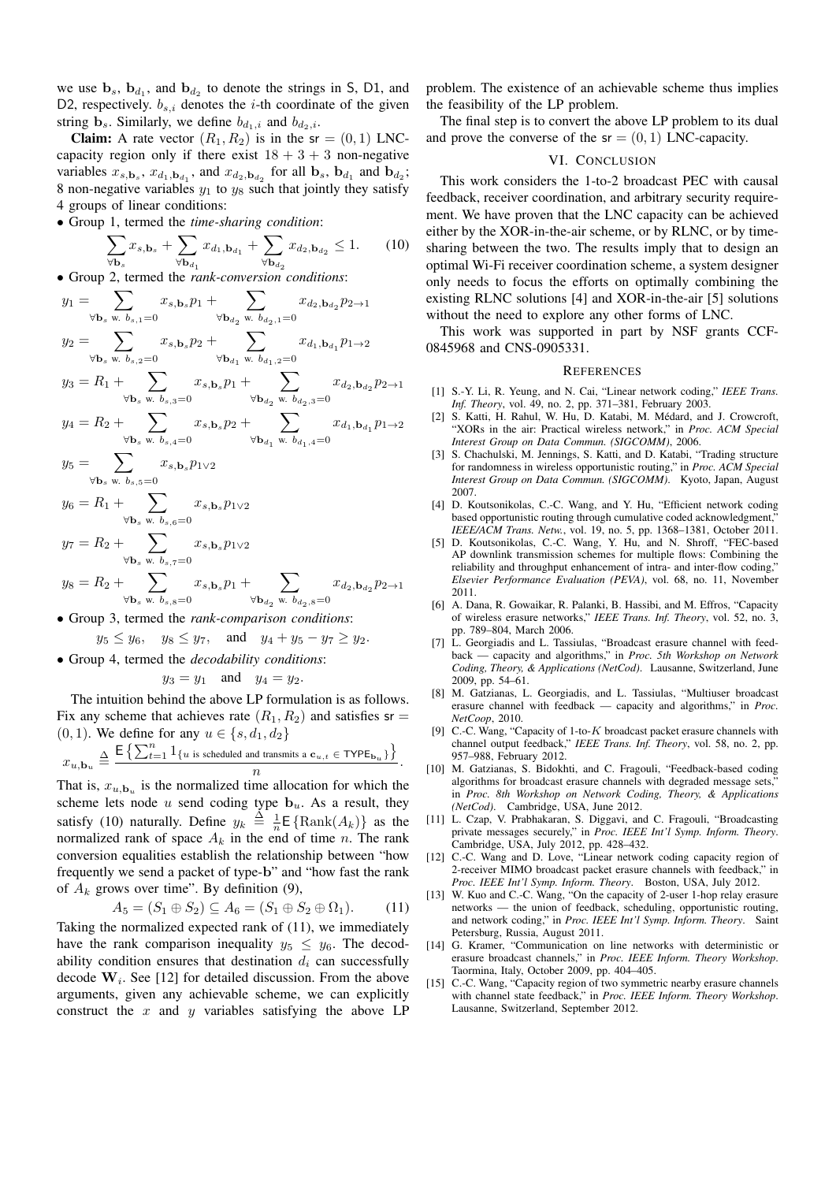we use $\mathbf{b}_s$, $\mathbf{b}_{d_1}$, and $\mathbf{b}_{d_2}$ to denote the strings in S, D1, and D2, respectively. $b_{s,i}$ denotes the $i$-th coordinate of the given string $\mathbf{b}_s$. Similarly, we define $b_{d_1,i}$ and $b_{d_2,i}$.

**Claim:** A rate vector $(R_1, R_2)$ is in the $\mathsf{sr} = (0,1)$ LNC-capacity region only if there exist $18 + 3 + 3$ non-negative variables $x_{s,\mathbf{b}_s}$, $x_{d_1,\mathbf{b}_{d_1}}$, and $x_{d_2,\mathbf{b}_{d_2}}$ for all $\mathbf{b}_s$, $\mathbf{b}_{d_1}$ and $\mathbf{b}_{d_2}$; 8 non-negative variables $y_1$ to $y_8$ such that jointly they satisfy 4 groups of linear conditions:

- Group 1, termed the *time-sharing condition*:

$$\sum_{\forall \mathbf{b}_s} x_{s,\mathbf{b}_s} + \sum_{\forall \mathbf{b}_{d_1}} x_{d_1,\mathbf{b}_{d_1}} + \sum_{\forall \mathbf{b}_{d_2}} x_{d_2,\mathbf{b}_{d_2}} \leq 1. \quad (10)$$

- Group 2, termed the *rank-conversion conditions*:

$$y_1 = \sum_{\forall \mathbf{b}_s \text{ w. } b_{s,1}=0} x_{s,\mathbf{b}_s} p_1 + \sum_{\forall \mathbf{b}_{d_2} \text{ w. } b_{d_2,1}=0} x_{d_2,\mathbf{b}_{d_2}} p_{2\to 1}$$

$$y_2 = \sum_{\forall \mathbf{b}_s \text{ w. } b_{s,2}=0} x_{s,\mathbf{b}_s} p_2 + \sum_{\forall \mathbf{b}_{d_1} \text{ w. } b_{d_1,2}=0} x_{d_1,\mathbf{b}_{d_1}} p_{1\to 2}$$

$$y_3 = R_1 + \sum_{\forall \mathbf{b}_s \text{ w. } b_{s,3}=0} x_{s,\mathbf{b}_s} p_1 + \sum_{\forall \mathbf{b}_{d_2} \text{ w. } b_{d_2,3}=0} x_{d_2,\mathbf{b}_{d_2}} p_{2\to 1}$$

$$y_4 = R_2 + \sum_{\forall \mathbf{b}_s \text{ w. } b_{s,4}=0} x_{s,\mathbf{b}_s} p_2 + \sum_{\forall \mathbf{b}_{d_1} \text{ w. } b_{d_1,4}=0} x_{d_1,\mathbf{b}_{d_1}} p_{1\to 2}$$

$$y_5 = \sum_{\forall \mathbf{b}_s \text{ w. } b_{s,5}=0} x_{s,\mathbf{b}_s} p_{1\vee 2}$$

$$y_6 = R_1 + \sum_{\forall \mathbf{b}_s \text{ w. } b_{s,6}=0} x_{s,\mathbf{b}_s} p_{1\vee 2}$$

$$y_7 = R_2 + \sum_{\forall \mathbf{b}_s \text{ w. } b_{s,7}=0} x_{s,\mathbf{b}_s} p_{1\vee 2}$$

$$y_8 = R_2 + \sum_{\forall \mathbf{b}_s \text{ w. } b_{s,8}=0} x_{s,\mathbf{b}_s} p_1 + \sum_{\forall \mathbf{b}_{d_2} \text{ w. } b_{d_2,8}=0} x_{d_2,\mathbf{b}_{d_2}} p_{2\to 1}$$

- Group 3, termed the *rank-comparison conditions*:

$$y_5 \leq y_6, \quad y_8 \leq y_7, \quad \text{and} \quad y_4 + y_5 - y_7 \geq y_2.$$

- Group 4, termed the *decodability conditions*:

$$y_3 = y_1 \quad \text{and} \quad y_4 = y_2.$$

The intuition behind the above LP formulation is as follows. Fix any scheme that achieves rate $(R_1, R_2)$ and satisfies $\mathsf{sr} = (0,1)$. We define for any $u \in \{s, d_1, d_2\}$

$$x_{u,\mathbf{b}_u} \triangleq \frac{\mathsf{E}\left\{\sum_{t=1}^{n} 1_{\{u \text{ is scheduled and transmits a } \mathbf{c}_{u,t} \in \mathsf{TYPE}_{\mathbf{b}_u}\}}\right\}}{n}.$$

That is, $x_{u,\mathbf{b}_u}$ is the normalized time allocation for which the scheme lets node $u$ send coding type $\mathbf{b}_u$. As a result, they satisfy (10) naturally. Define $y_k \triangleq \frac{1}{n}\mathsf{E}\{\text{Rank}(A_k)\}$ as the normalized rank of space $A_k$ in the end of time $n$. The rank conversion equalities establish the relationship between "how frequently we send a packet of type-$\mathbf{b}$" and "how fast the rank of $A_k$ grows over time". By definition (9),

$$A_5 = (S_1 \oplus S_2) \subseteq A_6 = (S_1 \oplus S_2 \oplus \Omega_1). \quad (11)$$

Taking the normalized expected rank of (11), we immediately have the rank comparison inequality $y_5 \leq y_6$. The decodability condition ensures that destination $d_i$ can successfully decode $\mathbf{W}_i$. See [12] for detailed discussion. From the above arguments, given any achievable scheme, we can explicitly construct the $x$ and $y$ variables satisfying the above LP problem. The existence of an achievable scheme thus implies the feasibility of the LP problem.

The final step is to convert the above LP problem to its dual and prove the converse of the $\mathsf{sr} = (0,1)$ LNC-capacity.

## VI. Conclusion

This work considers the 1-to-2 broadcast PEC with causal feedback, receiver coordination, and arbitrary security requirement. We have proven that the LNC capacity can be achieved either by the XOR-in-the-air scheme, or by RLNC, or by time-sharing between the two. The results imply that to design an optimal Wi-Fi receiver coordination scheme, a system designer only needs to focus the efforts on optimally combining the existing RLNC solutions [4] and XOR-in-the-air [5] solutions without the need to explore any other forms of LNC.

This work was supported in part by NSF grants CCF-0845968 and CNS-0905331.

## References

[1] S.-Y. Li, R. Yeung, and N. Cai, "Linear network coding," *IEEE Trans. Inf. Theory*, vol. 49, no. 2, pp. 371–381, February 2003.

[2] S. Katti, H. Rahul, W. Hu, D. Katabi, M. Médard, and J. Crowcroft, "XORs in the air: Practical wireless network," in *Proc. ACM Special Interest Group on Data Commun. (SIGCOMM)*, 2006.

[3] S. Chachulski, M. Jennings, S. Katti, and D. Katabi, "Trading structure for randomness in wireless opportunistic routing," in *Proc. ACM Special Interest Group on Data Commun. (SIGCOMM)*. Kyoto, Japan, August 2007.

[4] D. Koutsonikolas, C.-C. Wang, and Y. Hu, "Efficient network coding based opportunistic routing through cumulative coded acknowledgment," *IEEE/ACM Trans. Netw.*, vol. 19, no. 5, pp. 1368–1381, October 2011.

[5] D. Koutsonikolas, C.-C. Wang, Y. Hu, and N. Shroff, "FEC-based AP downlink transmission schemes for multiple flows: Combining the reliability and throughput enhancement of intra- and inter-flow coding," *Elsevier Performance Evaluation (PEVA)*, vol. 68, no. 11, November 2011.

[6] A. Dana, R. Gowaikar, R. Palanki, B. Hassibi, and M. Effros, "Capacity of wireless erasure networks," *IEEE Trans. Inf. Theory*, vol. 52, no. 3, pp. 789–804, March 2006.

[7] L. Georgiadis and L. Tassiulas, "Broadcast erasure channel with feedback — capacity and algorithms," in *Proc. 5th Workshop on Network Coding, Theory, & Applications (NetCod)*. Lausanne, Switzerland, June 2009, pp. 54–61.

[8] M. Gatzianas, L. Georgiadis, and L. Tassiulas, "Multiuser broadcast erasure channel with feedback — capacity and algorithms," in *Proc. NetCoop*, 2010.

[9] C.-C. Wang, "Capacity of 1-to-$K$ broadcast packet erasure channels with channel output feedback," *IEEE Trans. Inf. Theory*, vol. 58, no. 2, pp. 957–988, February 2012.

[10] M. Gatzianas, S. Bidokhti, and C. Fragouli, "Feedback-based coding algorithms for broadcast erasure channels with degraded message sets," in *Proc. 8th Workshop on Network Coding, Theory, & Applications (NetCod)*. Cambridge, USA, June 2012.

[11] L. Czap, V. Prabhakaran, S. Diggavi, and C. Fragouli, "Broadcasting private messages securely," in *Proc. IEEE Int'l Symp. Inform. Theory*. Cambridge, USA, July 2012, pp. 428–432.

[12] C.-C. Wang and D. Love, "Linear network coding capacity region of 2-receiver MIMO broadcast packet erasure channels with feedback," in *Proc. IEEE Int'l Symp. Inform. Theory*. Boston, USA, July 2012.

[13] W. Kuo and C.-C. Wang, "On the capacity of 2-user 1-hop relay erasure networks — the union of feedback, scheduling, opportunistic routing, and network coding," in *Proc. IEEE Int'l Symp. Inform. Theory*. Saint Petersburg, Russia, August 2011.

[14] G. Kramer, "Communication on line networks with deterministic or erasure broadcast channels," in *Proc. IEEE Inform. Theory Workshop*. Taormina, Italy, October 2009, pp. 404–405.

[15] C.-C. Wang, "Capacity region of two symmetric nearby erasure channels with channel state feedback," in *Proc. IEEE Inform. Theory Workshop*. Lausanne, Switzerland, September 2012.